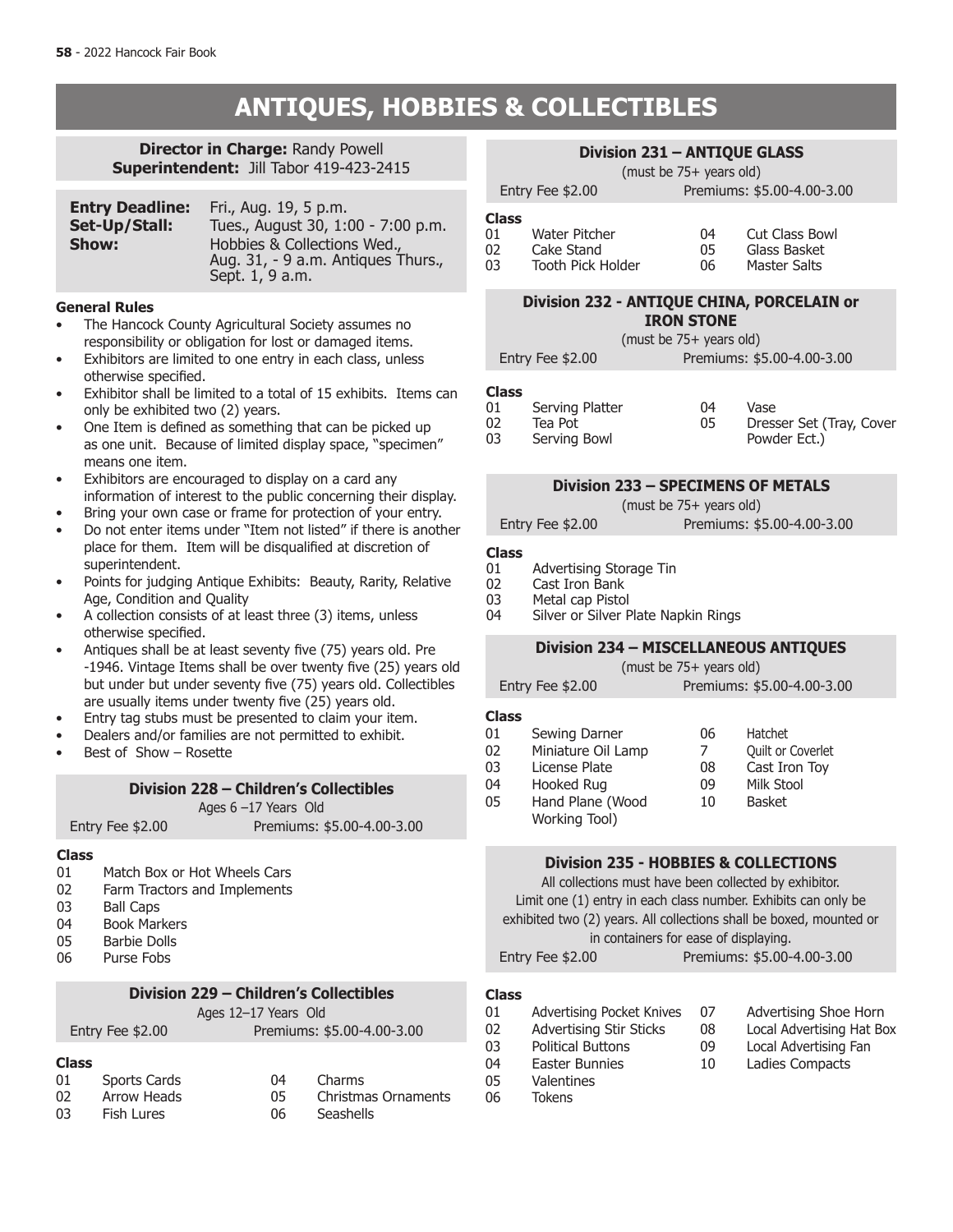# ANTIQUES, HOBBIES & COLLECTIBLES

**Director in Charge:** Randy Powell
**Superintendent:** Jill Tabor 419-423-2415

**Entry Deadline:** Fri., Aug. 19, 5 p.m.
**Set-Up/Stall:** Tues., August 30, 1:00 - 7:00 p.m.
**Show:** Hobbies & Collections Wed., Aug. 31, - 9 a.m. Antiques Thurs., Sept. 1, 9 a.m.

### General Rules

- The Hancock County Agricultural Society assumes no responsibility or obligation for lost or damaged items.
- Exhibitors are limited to one entry in each class, unless otherwise specified.
- Exhibitor shall be limited to a total of 15 exhibits. Items can only be exhibited two (2) years.
- One Item is defined as something that can be picked up as one unit. Because of limited display space, "specimen" means one item.
- Exhibitors are encouraged to display on a card any information of interest to the public concerning their display.
- Bring your own case or frame for protection of your entry.
- Do not enter items under "Item not listed" if there is another place for them. Item will be disqualified at discretion of superintendent.
- Points for judging Antique Exhibits: Beauty, Rarity, Relative Age, Condition and Quality
- A collection consists of at least three (3) items, unless otherwise specified.
- Antiques shall be at least seventy five (75) years old. Pre -1946. Vintage Items shall be over twenty five (25) years old but under but under seventy five (75) years old. Collectibles are usually items under twenty five (25) years old.
- Entry tag stubs must be presented to claim your item.
- Dealers and/or families are not permitted to exhibit.
- Best of Show – Rosette

### Division 228 – Children's Collectibles

Ages 6 –17 Years Old

Entry Fee $2.00 Premiums: $5.00-4.00-3.00

**Class**
01 Match Box or Hot Wheels Cars
02 Farm Tractors and Implements
03 Ball Caps
04 Book Markers
05 Barbie Dolls
06 Purse Fobs

### Division 229 – Children's Collectibles

Ages 12–17 Years Old

Entry Fee $2.00 Premiums: $5.00-4.00-3.00

**Class**
01 Sports Cards
02 Arrow Heads
03 Fish Lures
04 Charms
05 Christmas Ornaments
06 Seashells

### Division 231 – ANTIQUE GLASS

(must be 75+ years old)

Entry Fee $2.00 Premiums: $5.00-4.00-3.00

**Class**
01 Water Pitcher
02 Cake Stand
03 Tooth Pick Holder
04 Cut Class Bowl
05 Glass Basket
06 Master Salts

### Division 232 - ANTIQUE CHINA, PORCELAIN or IRON STONE

(must be 75+ years old)

Entry Fee $2.00 Premiums: $5.00-4.00-3.00

**Class**
01 Serving Platter
02 Tea Pot
03 Serving Bowl
04 Vase
05 Dresser Set (Tray, Cover Powder Ect.)

### Division 233 – SPECIMENS OF METALS

(must be 75+ years old)

Entry Fee $2.00 Premiums: $5.00-4.00-3.00

**Class**
01 Advertising Storage Tin
02 Cast Iron Bank
03 Metal cap Pistol
04 Silver or Silver Plate Napkin Rings

### Division 234 – MISCELLANEOUS ANTIQUES

(must be 75+ years old)

Entry Fee $2.00 Premiums: $5.00-4.00-3.00

**Class**
01 Sewing Darner
02 Miniature Oil Lamp
03 License Plate
04 Hooked Rug
05 Hand Plane (Wood Working Tool)
06 Hatchet
7 Quilt or Coverlet
08 Cast Iron Toy
09 Milk Stool
10 Basket

### Division 235 - HOBBIES & COLLECTIONS

All collections must have been collected by exhibitor. Limit one (1) entry in each class number. Exhibits can only be exhibited two (2) years. All collections shall be boxed, mounted or in containers for ease of displaying.

Entry Fee $2.00 Premiums: $5.00-4.00-3.00

**Class**
01 Advertising Pocket Knives
02 Advertising Stir Sticks
03 Political Buttons
04 Easter Bunnies
05 Valentines
06 Tokens
07 Advertising Shoe Horn
08 Local Advertising Hat Box
09 Local Advertising Fan
10 Ladies Compacts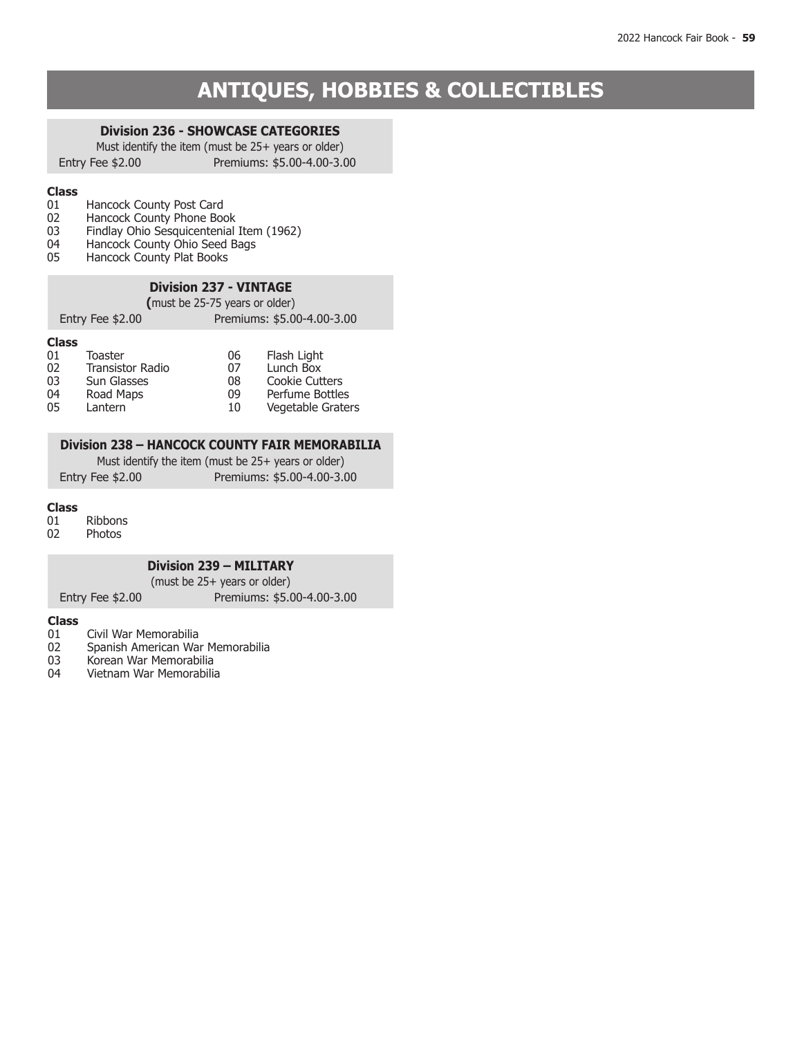# ANTIQUES, HOBBIES & COLLECTIBLES

### Division 236 - SHOWCASE CATEGORIES

Must identify the item (must be 25+ years or older)

Entry Fee $2.00 Premiums: $5.00-4.00-3.00

**Class**

| | |
|---|---|
| 01 | Hancock County Post Card |
| 02 | Hancock County Phone Book |
| 03 | Findlay Ohio Sesquicentenial Item (1962) |
| 04 | Hancock County Ohio Seed Bags |
| 05 | Hancock County Plat Books |

### Division 237 - VINTAGE

(must be 25-75 years or older)

Entry Fee $2.00 Premiums: $5.00-4.00-3.00

**Class**

| | |
|---|---|
| 01 | Toaster |
| 02 | Transistor Radio |
| 03 | Sun Glasses |
| 04 | Road Maps |
| 05 | Lantern |
| 06 | Flash Light |
| 07 | Lunch Box |
| 08 | Cookie Cutters |
| 09 | Perfume Bottles |
| 10 | Vegetable Graters |

### Division 238 – HANCOCK COUNTY FAIR MEMORABILIA

Must identify the item (must be 25+ years or older)

Entry Fee $2.00 Premiums: $5.00-4.00-3.00

**Class**

| | |
|---|---|
| 01 | Ribbons |
| 02 | Photos |

### Division 239 – MILITARY

(must be 25+ years or older)

Entry Fee $2.00 Premiums: $5.00-4.00-3.00

**Class**

| | |
|---|---|
| 01 | Civil War Memorabilia |
| 02 | Spanish American War Memorabilia |
| 03 | Korean War Memorabilia |
| 04 | Vietnam War Memorabilia |